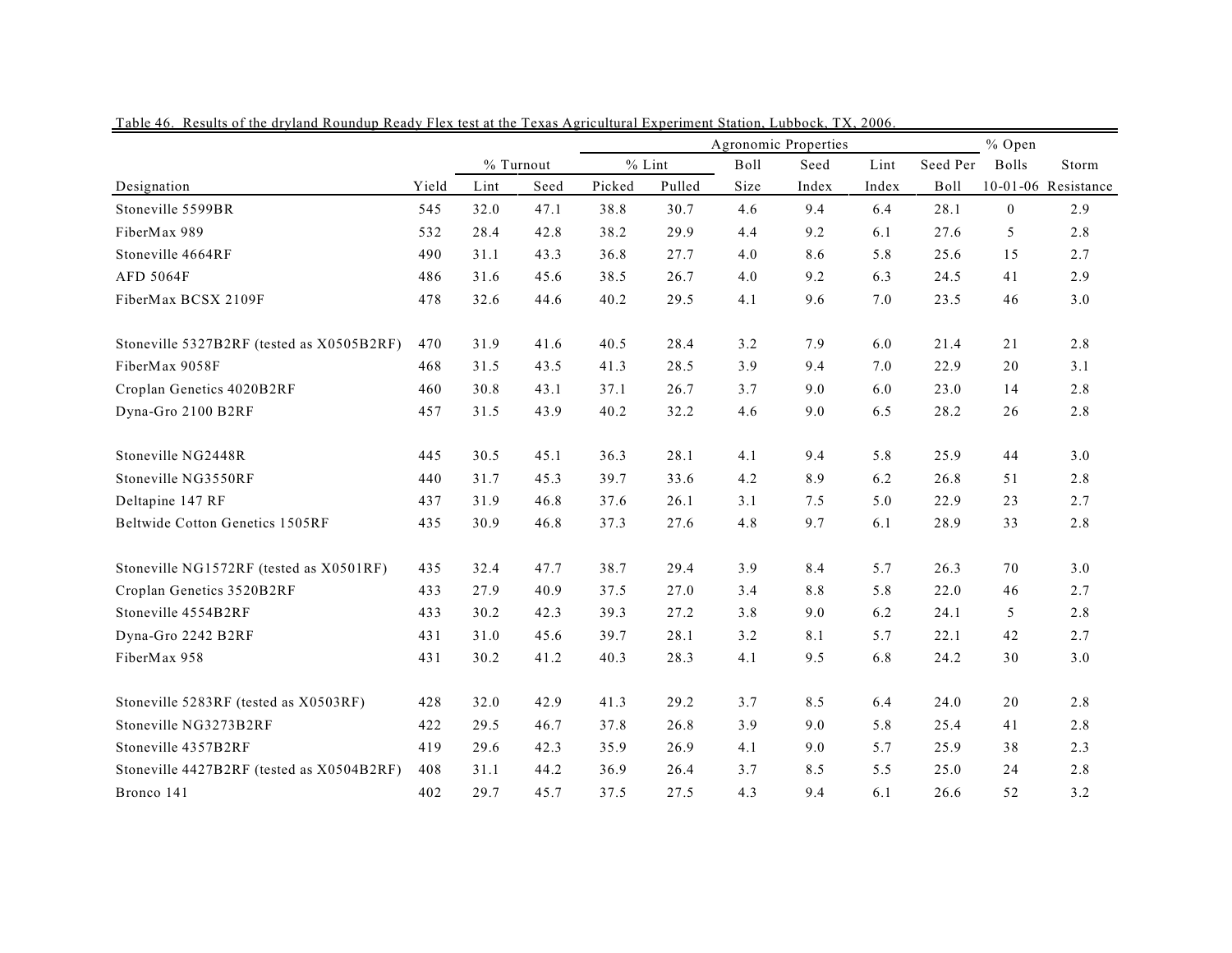Table 46. Results of the dryland Roundup Ready Flex test at the Texas Agricultural Experiment Station, Lubbock, TX, 2006.

| | | | | Agronomic Properties | | | | | | % Open | |
|---|---|---|---|---|---|---|---|---|---|---|---|
| | | % Turnout | | % Lint | | Boll | Seed | Lint | Seed Per | Bolls | Storm |
| Designation | Yield | Lint | Seed | Picked | Pulled | Size | Index | Index | Boll | 10-01-06 | Resistance |
| Stoneville 5599BR | 545 | 32.0 | 47.1 | 38.8 | 30.7 | 4.6 | 9.4 | 6.4 | 28.1 | 0 | 2.9 |
| FiberMax 989 | 532 | 28.4 | 42.8 | 38.2 | 29.9 | 4.4 | 9.2 | 6.1 | 27.6 | 5 | 2.8 |
| Stoneville 4664RF | 490 | 31.1 | 43.3 | 36.8 | 27.7 | 4.0 | 8.6 | 5.8 | 25.6 | 15 | 2.7 |
| AFD 5064F | 486 | 31.6 | 45.6 | 38.5 | 26.7 | 4.0 | 9.2 | 6.3 | 24.5 | 41 | 2.9 |
| FiberMax BCSX 2109F | 478 | 32.6 | 44.6 | 40.2 | 29.5 | 4.1 | 9.6 | 7.0 | 23.5 | 46 | 3.0 |
| Stoneville 5327B2RF (tested as X0505B2RF) | 470 | 31.9 | 41.6 | 40.5 | 28.4 | 3.2 | 7.9 | 6.0 | 21.4 | 21 | 2.8 |
| FiberMax 9058F | 468 | 31.5 | 43.5 | 41.3 | 28.5 | 3.9 | 9.4 | 7.0 | 22.9 | 20 | 3.1 |
| Croplan Genetics 4020B2RF | 460 | 30.8 | 43.1 | 37.1 | 26.7 | 3.7 | 9.0 | 6.0 | 23.0 | 14 | 2.8 |
| Dyna-Gro 2100 B2RF | 457 | 31.5 | 43.9 | 40.2 | 32.2 | 4.6 | 9.0 | 6.5 | 28.2 | 26 | 2.8 |
| Stoneville NG2448R | 445 | 30.5 | 45.1 | 36.3 | 28.1 | 4.1 | 9.4 | 5.8 | 25.9 | 44 | 3.0 |
| Stoneville NG3550RF | 440 | 31.7 | 45.3 | 39.7 | 33.6 | 4.2 | 8.9 | 6.2 | 26.8 | 51 | 2.8 |
| Deltapine 147 RF | 437 | 31.9 | 46.8 | 37.6 | 26.1 | 3.1 | 7.5 | 5.0 | 22.9 | 23 | 2.7 |
| Beltwide Cotton Genetics 1505RF | 435 | 30.9 | 46.8 | 37.3 | 27.6 | 4.8 | 9.7 | 6.1 | 28.9 | 33 | 2.8 |
| Stoneville NG1572RF (tested as X0501RF) | 435 | 32.4 | 47.7 | 38.7 | 29.4 | 3.9 | 8.4 | 5.7 | 26.3 | 70 | 3.0 |
| Croplan Genetics 3520B2RF | 433 | 27.9 | 40.9 | 37.5 | 27.0 | 3.4 | 8.8 | 5.8 | 22.0 | 46 | 2.7 |
| Stoneville 4554B2RF | 433 | 30.2 | 42.3 | 39.3 | 27.2 | 3.8 | 9.0 | 6.2 | 24.1 | 5 | 2.8 |
| Dyna-Gro 2242 B2RF | 431 | 31.0 | 45.6 | 39.7 | 28.1 | 3.2 | 8.1 | 5.7 | 22.1 | 42 | 2.7 |
| FiberMax 958 | 431 | 30.2 | 41.2 | 40.3 | 28.3 | 4.1 | 9.5 | 6.8 | 24.2 | 30 | 3.0 |
| Stoneville 5283RF (tested as X0503RF) | 428 | 32.0 | 42.9 | 41.3 | 29.2 | 3.7 | 8.5 | 6.4 | 24.0 | 20 | 2.8 |
| Stoneville NG3273B2RF | 422 | 29.5 | 46.7 | 37.8 | 26.8 | 3.9 | 9.0 | 5.8 | 25.4 | 41 | 2.8 |
| Stoneville 4357B2RF | 419 | 29.6 | 42.3 | 35.9 | 26.9 | 4.1 | 9.0 | 5.7 | 25.9 | 38 | 2.3 |
| Stoneville 4427B2RF (tested as X0504B2RF) | 408 | 31.1 | 44.2 | 36.9 | 26.4 | 3.7 | 8.5 | 5.5 | 25.0 | 24 | 2.8 |
| Bronco 141 | 402 | 29.7 | 45.7 | 37.5 | 27.5 | 4.3 | 9.4 | 6.1 | 26.6 | 52 | 3.2 |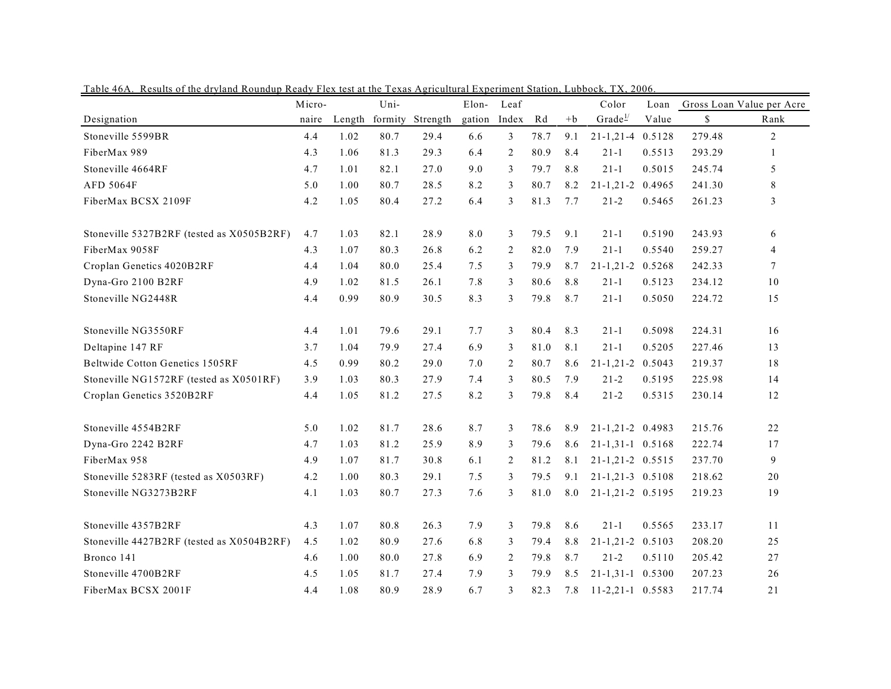Table 46A. Results of the dryland Roundup Ready Flex test at the Texas Agricultural Experiment Station, Lubbock, TX, 2006.

| Designation | Micro-naire | Length | Uni-formity | Strength | Elon-gation | Leaf Index | Rd | +b | Color Grade[1/] | Loan Value | Gross Loan Value per Acre $ | Rank |
|---|---|---|---|---|---|---|---|---|---|---|---|---|
| Stoneville 5599BR | 4.4 | 1.02 | 80.7 | 29.4 | 6.6 | 3 | 78.7 | 9.1 | 21-1,21-4 | 0.5128 | 279.48 | 2 |
| FiberMax 989 | 4.3 | 1.06 | 81.3 | 29.3 | 6.4 | 2 | 80.9 | 8.4 | 21-1 | 0.5513 | 293.29 | 1 |
| Stoneville 4664RF | 4.7 | 1.01 | 82.1 | 27.0 | 9.0 | 3 | 79.7 | 8.8 | 21-1 | 0.5015 | 245.74 | 5 |
| AFD 5064F | 5.0 | 1.00 | 80.7 | 28.5 | 8.2 | 3 | 80.7 | 8.2 | 21-1,21-2 | 0.4965 | 241.30 | 8 |
| FiberMax BCSX 2109F | 4.2 | 1.05 | 80.4 | 27.2 | 6.4 | 3 | 81.3 | 7.7 | 21-2 | 0.5465 | 261.23 | 3 |
| Stoneville 5327B2RF (tested as X0505B2RF) | 4.7 | 1.03 | 82.1 | 28.9 | 8.0 | 3 | 79.5 | 9.1 | 21-1 | 0.5190 | 243.93 | 6 |
| FiberMax 9058F | 4.3 | 1.07 | 80.3 | 26.8 | 6.2 | 2 | 82.0 | 7.9 | 21-1 | 0.5540 | 259.27 | 4 |
| Croplan Genetics 4020B2RF | 4.4 | 1.04 | 80.0 | 25.4 | 7.5 | 3 | 79.9 | 8.7 | 21-1,21-2 | 0.5268 | 242.33 | 7 |
| Dyna-Gro 2100 B2RF | 4.9 | 1.02 | 81.5 | 26.1 | 7.8 | 3 | 80.6 | 8.8 | 21-1 | 0.5123 | 234.12 | 10 |
| Stoneville NG2448R | 4.4 | 0.99 | 80.9 | 30.5 | 8.3 | 3 | 79.8 | 8.7 | 21-1 | 0.5050 | 224.72 | 15 |
| Stoneville NG3550RF | 4.4 | 1.01 | 79.6 | 29.1 | 7.7 | 3 | 80.4 | 8.3 | 21-1 | 0.5098 | 224.31 | 16 |
| Deltapine 147 RF | 3.7 | 1.04 | 79.9 | 27.4 | 6.9 | 3 | 81.0 | 8.1 | 21-1 | 0.5205 | 227.46 | 13 |
| Beltwide Cotton Genetics 1505RF | 4.5 | 0.99 | 80.2 | 29.0 | 7.0 | 2 | 80.7 | 8.6 | 21-1,21-2 | 0.5043 | 219.37 | 18 |
| Stoneville NG1572RF (tested as X0501RF) | 3.9 | 1.03 | 80.3 | 27.9 | 7.4 | 3 | 80.5 | 7.9 | 21-2 | 0.5195 | 225.98 | 14 |
| Croplan Genetics 3520B2RF | 4.4 | 1.05 | 81.2 | 27.5 | 8.2 | 3 | 79.8 | 8.4 | 21-2 | 0.5315 | 230.14 | 12 |
| Stoneville 4554B2RF | 5.0 | 1.02 | 81.7 | 28.6 | 8.7 | 3 | 78.6 | 8.9 | 21-1,21-2 | 0.4983 | 215.76 | 22 |
| Dyna-Gro 2242 B2RF | 4.7 | 1.03 | 81.2 | 25.9 | 8.9 | 3 | 79.6 | 8.6 | 21-1,31-1 | 0.5168 | 222.74 | 17 |
| FiberMax 958 | 4.9 | 1.07 | 81.7 | 30.8 | 6.1 | 2 | 81.2 | 8.1 | 21-1,21-2 | 0.5515 | 237.70 | 9 |
| Stoneville 5283RF (tested as X0503RF) | 4.2 | 1.00 | 80.3 | 29.1 | 7.5 | 3 | 79.5 | 9.1 | 21-1,21-3 | 0.5108 | 218.62 | 20 |
| Stoneville NG3273B2RF | 4.1 | 1.03 | 80.7 | 27.3 | 7.6 | 3 | 81.0 | 8.0 | 21-1,21-2 | 0.5195 | 219.23 | 19 |
| Stoneville 4357B2RF | 4.3 | 1.07 | 80.8 | 26.3 | 7.9 | 3 | 79.8 | 8.6 | 21-1 | 0.5565 | 233.17 | 11 |
| Stoneville 4427B2RF (tested as X0504B2RF) | 4.5 | 1.02 | 80.9 | 27.6 | 6.8 | 3 | 79.4 | 8.8 | 21-1,21-2 | 0.5103 | 208.20 | 25 |
| Bronco 141 | 4.6 | 1.00 | 80.0 | 27.8 | 6.9 | 2 | 79.8 | 8.7 | 21-2 | 0.5110 | 205.42 | 27 |
| Stoneville 4700B2RF | 4.5 | 1.05 | 81.7 | 27.4 | 7.9 | 3 | 79.9 | 8.5 | 21-1,31-1 | 0.5300 | 207.23 | 26 |
| FiberMax BCSX 2001F | 4.4 | 1.08 | 80.9 | 28.9 | 6.7 | 3 | 82.3 | 7.8 | 11-2,21-1 | 0.5583 | 217.74 | 21 |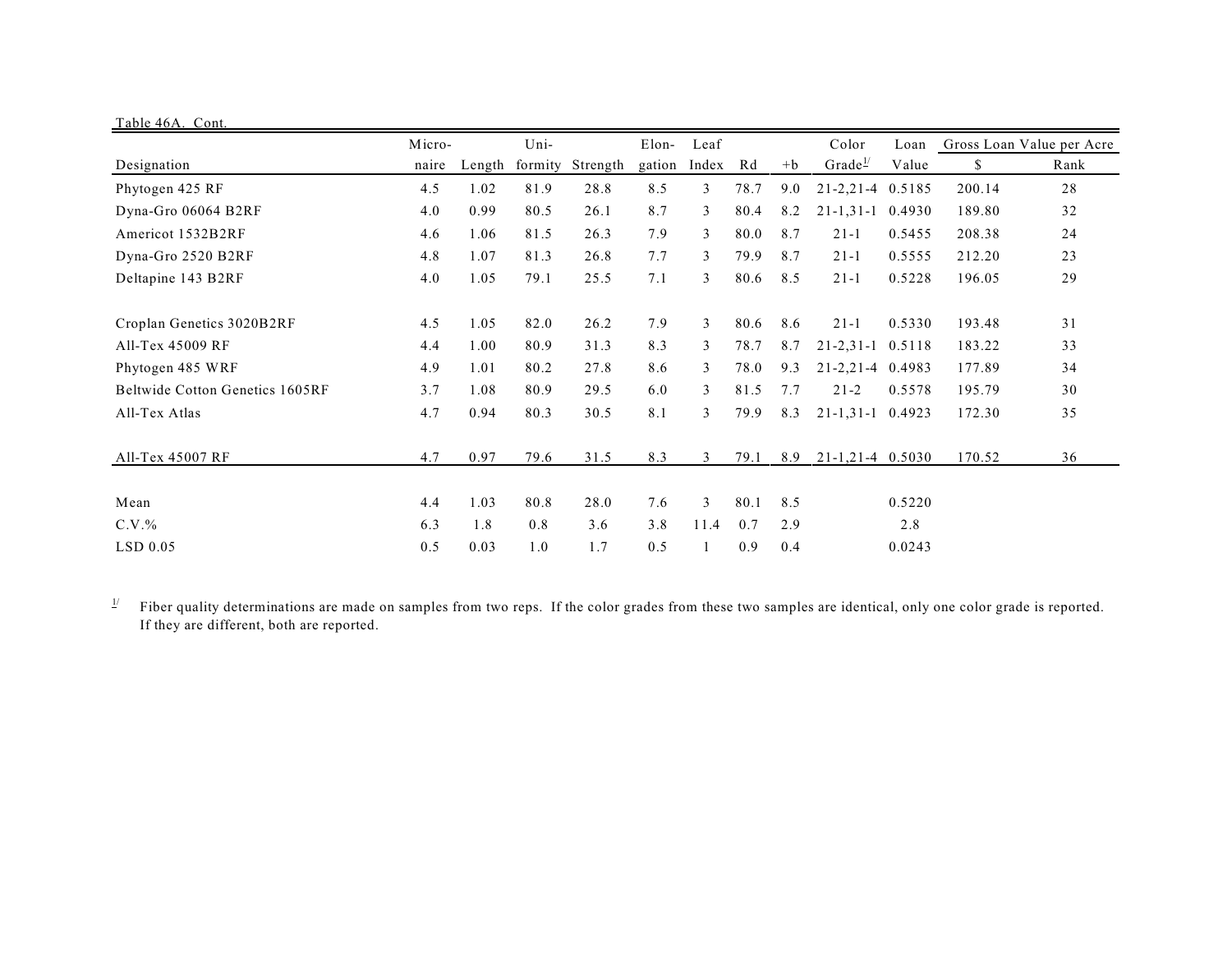Table 46A. Cont.

| Designation | Micro-naire | Length | Uni-formity | Strength | Elon-gation | Leaf Index | Rd | +b | Color Grade[1/] | Loan Value | Gross Loan Value per Acre $ | Rank |
|---|---|---|---|---|---|---|---|---|---|---|---|---|
| Phytogen 425 RF | 4.5 | 1.02 | 81.9 | 28.8 | 8.5 | 3 | 78.7 | 9.0 | 21-2,21-4 | 0.5185 | 200.14 | 28 |
| Dyna-Gro 06064 B2RF | 4.0 | 0.99 | 80.5 | 26.1 | 8.7 | 3 | 80.4 | 8.2 | 21-1,31-1 | 0.4930 | 189.80 | 32 |
| Americot 1532B2RF | 4.6 | 1.06 | 81.5 | 26.3 | 7.9 | 3 | 80.0 | 8.7 | 21-1 | 0.5455 | 208.38 | 24 |
| Dyna-Gro 2520 B2RF | 4.8 | 1.07 | 81.3 | 26.8 | 7.7 | 3 | 79.9 | 8.7 | 21-1 | 0.5555 | 212.20 | 23 |
| Deltapine 143 B2RF | 4.0 | 1.05 | 79.1 | 25.5 | 7.1 | 3 | 80.6 | 8.5 | 21-1 | 0.5228 | 196.05 | 29 |
| Croplan Genetics 3020B2RF | 4.5 | 1.05 | 82.0 | 26.2 | 7.9 | 3 | 80.6 | 8.6 | 21-1 | 0.5330 | 193.48 | 31 |
| All-Tex 45009 RF | 4.4 | 1.00 | 80.9 | 31.3 | 8.3 | 3 | 78.7 | 8.7 | 21-2,31-1 | 0.5118 | 183.22 | 33 |
| Phytogen 485 WRF | 4.9 | 1.01 | 80.2 | 27.8 | 8.6 | 3 | 78.0 | 9.3 | 21-2,21-4 | 0.4983 | 177.89 | 34 |
| Beltwide Cotton Genetics 1605RF | 3.7 | 1.08 | 80.9 | 29.5 | 6.0 | 3 | 81.5 | 7.7 | 21-2 | 0.5578 | 195.79 | 30 |
| All-Tex Atlas | 4.7 | 0.94 | 80.3 | 30.5 | 8.1 | 3 | 79.9 | 8.3 | 21-1,31-1 | 0.4923 | 172.30 | 35 |
| All-Tex 45007 RF | 4.7 | 0.97 | 79.6 | 31.5 | 8.3 | 3 | 79.1 | 8.9 | 21-1,21-4 | 0.5030 | 170.52 | 36 |
| Mean | 4.4 | 1.03 | 80.8 | 28.0 | 7.6 | 3 | 80.1 | 8.5 | | 0.5220 | | |
| C.V.% | 6.3 | 1.8 | 0.8 | 3.6 | 3.8 | 11.4 | 0.7 | 2.9 | | 2.8 | | |
| LSD 0.05 | 0.5 | 0.03 | 1.0 | 1.7 | 0.5 | 1 | 0.9 | 0.4 | | 0.0243 | | |

[1/] Fiber quality determinations are made on samples from two reps. If the color grades from these two samples are identical, only one color grade is reported. If they are different, both are reported.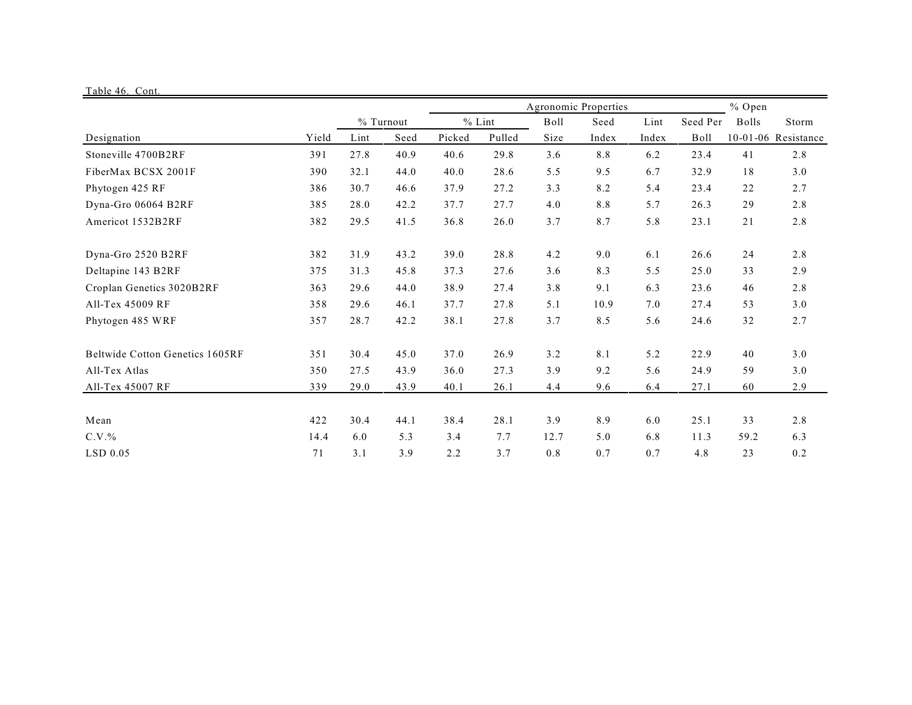Table 46. Cont.

| | | | | | | Agronomic Properties | | | | % Open | |
|---|---|---|---|---|---|---|---|---|---|---|---|
| | | % Turnout | | % Lint | | Boll | Seed | Lint | Seed Per | Bolls | Storm |
| Designation | Yield | Lint | Seed | Picked | Pulled | Size | Index | Index | Boll | 10-01-06 | Resistance |
| Stoneville 4700B2RF | 391 | 27.8 | 40.9 | 40.6 | 29.8 | 3.6 | 8.8 | 6.2 | 23.4 | 41 | 2.8 |
| FiberMax BCSX 2001F | 390 | 32.1 | 44.0 | 40.0 | 28.6 | 5.5 | 9.5 | 6.7 | 32.9 | 18 | 3.0 |
| Phytogen 425 RF | 386 | 30.7 | 46.6 | 37.9 | 27.2 | 3.3 | 8.2 | 5.4 | 23.4 | 22 | 2.7 |
| Dyna-Gro 06064 B2RF | 385 | 28.0 | 42.2 | 37.7 | 27.7 | 4.0 | 8.8 | 5.7 | 26.3 | 29 | 2.8 |
| Americot 1532B2RF | 382 | 29.5 | 41.5 | 36.8 | 26.0 | 3.7 | 8.7 | 5.8 | 23.1 | 21 | 2.8 |
| Dyna-Gro 2520 B2RF | 382 | 31.9 | 43.2 | 39.0 | 28.8 | 4.2 | 9.0 | 6.1 | 26.6 | 24 | 2.8 |
| Deltapine 143 B2RF | 375 | 31.3 | 45.8 | 37.3 | 27.6 | 3.6 | 8.3 | 5.5 | 25.0 | 33 | 2.9 |
| Croplan Genetics 3020B2RF | 363 | 29.6 | 44.0 | 38.9 | 27.4 | 3.8 | 9.1 | 6.3 | 23.6 | 46 | 2.8 |
| All-Tex 45009 RF | 358 | 29.6 | 46.1 | 37.7 | 27.8 | 5.1 | 10.9 | 7.0 | 27.4 | 53 | 3.0 |
| Phytogen 485 WRF | 357 | 28.7 | 42.2 | 38.1 | 27.8 | 3.7 | 8.5 | 5.6 | 24.6 | 32 | 2.7 |
| Beltwide Cotton Genetics 1605RF | 351 | 30.4 | 45.0 | 37.0 | 26.9 | 3.2 | 8.1 | 5.2 | 22.9 | 40 | 3.0 |
| All-Tex Atlas | 350 | 27.5 | 43.9 | 36.0 | 27.3 | 3.9 | 9.2 | 5.6 | 24.9 | 59 | 3.0 |
| All-Tex 45007 RF | 339 | 29.0 | 43.9 | 40.1 | 26.1 | 4.4 | 9.6 | 6.4 | 27.1 | 60 | 2.9 |
| Mean | 422 | 30.4 | 44.1 | 38.4 | 28.1 | 3.9 | 8.9 | 6.0 | 25.1 | 33 | 2.8 |
| C.V.% | 14.4 | 6.0 | 5.3 | 3.4 | 7.7 | 12.7 | 5.0 | 6.8 | 11.3 | 59.2 | 6.3 |
| LSD 0.05 | 71 | 3.1 | 3.9 | 2.2 | 3.7 | 0.8 | 0.7 | 0.7 | 4.8 | 23 | 0.2 |